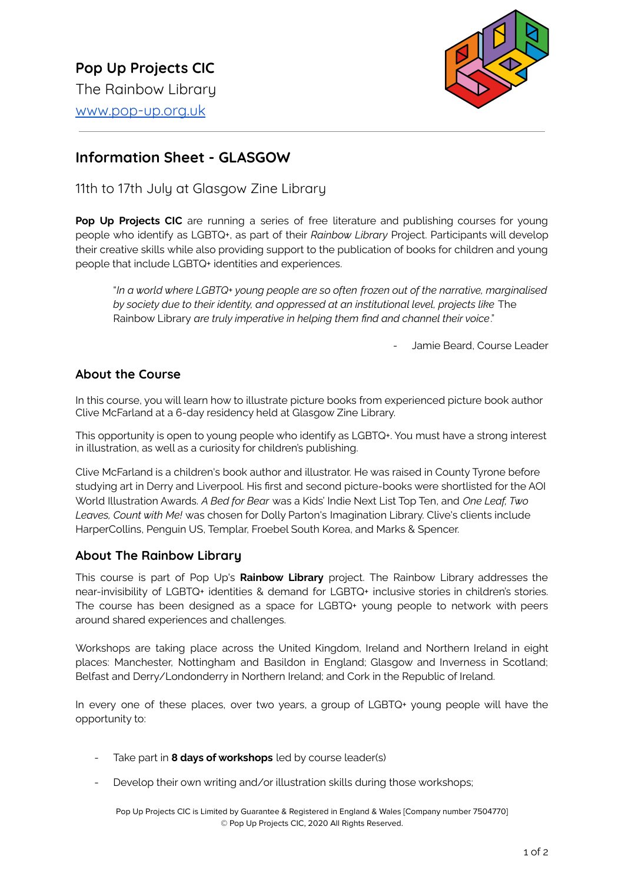**Pop Up Projects CIC**
The Rainbow Library
[www.pop-up.org.uk](www.pop-up.org.uk)

---

## Information Sheet - GLASGOW

11th to 17th July at Glasgow Zine Library

**Pop Up Projects CIC** are running a series of free literature and publishing courses for young people who identify as LGBTQ+, as part of their *Rainbow Library* Project. Participants will develop their creative skills while also providing support to the publication of books for children and young people that include LGBTQ+ identities and experiences.

> "*In a world where LGBTQ+ young people are so often frozen out of the narrative, marginalised by society due to their identity, and oppressed at an institutional level, projects like* The Rainbow Library *are truly imperative in helping them find and channel their voice*."
>
> - Jamie Beard, Course Leader

### About the Course

In this course, you will learn how to illustrate picture books from experienced picture book author Clive McFarland at a 6-day residency held at Glasgow Zine Library.

This opportunity is open to young people who identify as LGBTQ+. You must have a strong interest in illustration, as well as a curiosity for children's publishing.

Clive McFarland is a children's book author and illustrator. He was raised in County Tyrone before studying art in Derry and Liverpool. His first and second picture-books were shortlisted for the AOI World Illustration Awards. *A Bed for Bear* was a Kids' Indie Next List Top Ten, and *One Leaf, Two Leaves, Count with Me!* was chosen for Dolly Parton's Imagination Library. Clive's clients include HarperCollins, Penguin US, Templar, Froebel South Korea, and Marks & Spencer.

### About The Rainbow Library

This course is part of Pop Up's **Rainbow Library** project. The Rainbow Library addresses the near-invisibility of LGBTQ+ identities & demand for LGBTQ+ inclusive stories in children's stories. The course has been designed as a space for LGBTQ+ young people to network with peers around shared experiences and challenges.

Workshops are taking place across the United Kingdom, Ireland and Northern Ireland in eight places: Manchester, Nottingham and Basildon in England; Glasgow and Inverness in Scotland; Belfast and Derry/Londonderry in Northern Ireland; and Cork in the Republic of Ireland.

In every one of these places, over two years, a group of LGBTQ+ young people will have the opportunity to:

- Take part in **8 days of workshops** led by course leader(s)
- Develop their own writing and/or illustration skills during those workshops;

Pop Up Projects CIC is Limited by Guarantee & Registered in England & Wales [Company number 7504770]
© Pop Up Projects CIC, 2020 All Rights Reserved.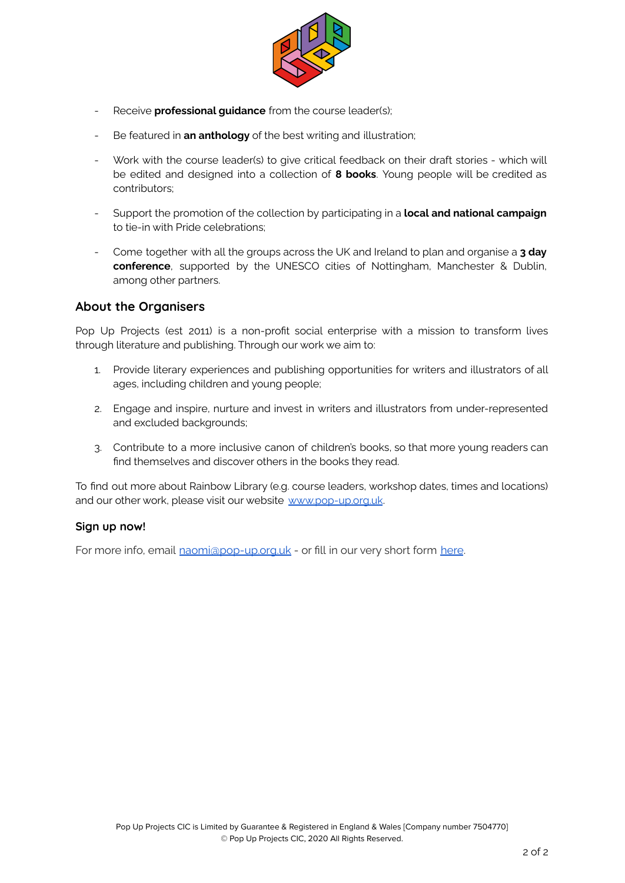- Receive **professional guidance** from the course leader(s);

- Be featured in **an anthology** of the best writing and illustration;

- Work with the course leader(s) to give critical feedback on their draft stories - which will be edited and designed into a collection of **8 books**. Young people will be credited as contributors;

- Support the promotion of the collection by participating in a **local and national campaign** to tie-in with Pride celebrations;

- Come together with all the groups across the UK and Ireland to plan and organise a **3 day conference**, supported by the UNESCO cities of Nottingham, Manchester & Dublin, among other partners.

## About the Organisers

Pop Up Projects (est 2011) is a non-profit social enterprise with a mission to transform lives through literature and publishing. Through our work we aim to:

1. Provide literary experiences and publishing opportunities for writers and illustrators of all ages, including children and young people;
2. Engage and inspire, nurture and invest in writers and illustrators from under-represented and excluded backgrounds;
3. Contribute to a more inclusive canon of children's books, so that more young readers can find themselves and discover others in the books they read.

To find out more about Rainbow Library (e.g. course leaders, workshop dates, times and locations) and our other work, please visit our website [www.pop-up.org.uk](www.pop-up.org.uk).

### Sign up now!

For more info, email [naomi@pop-up.org.uk](mailto:naomi@pop-up.org.uk) - or fill in our very short form [here](here).

Pop Up Projects CIC is Limited by Guarantee & Registered in England & Wales [Company number 7504770]
© Pop Up Projects CIC, 2020 All Rights Reserved.